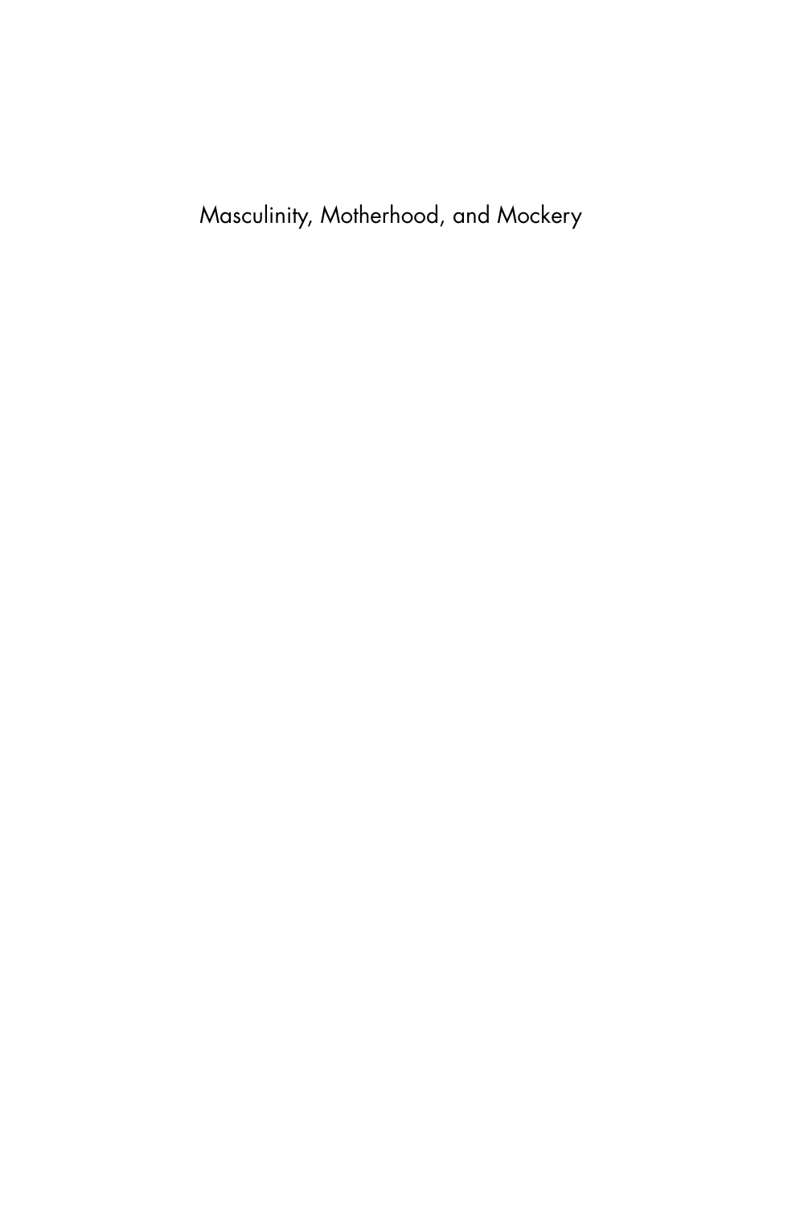Masculinity, Motherhood, and Mockery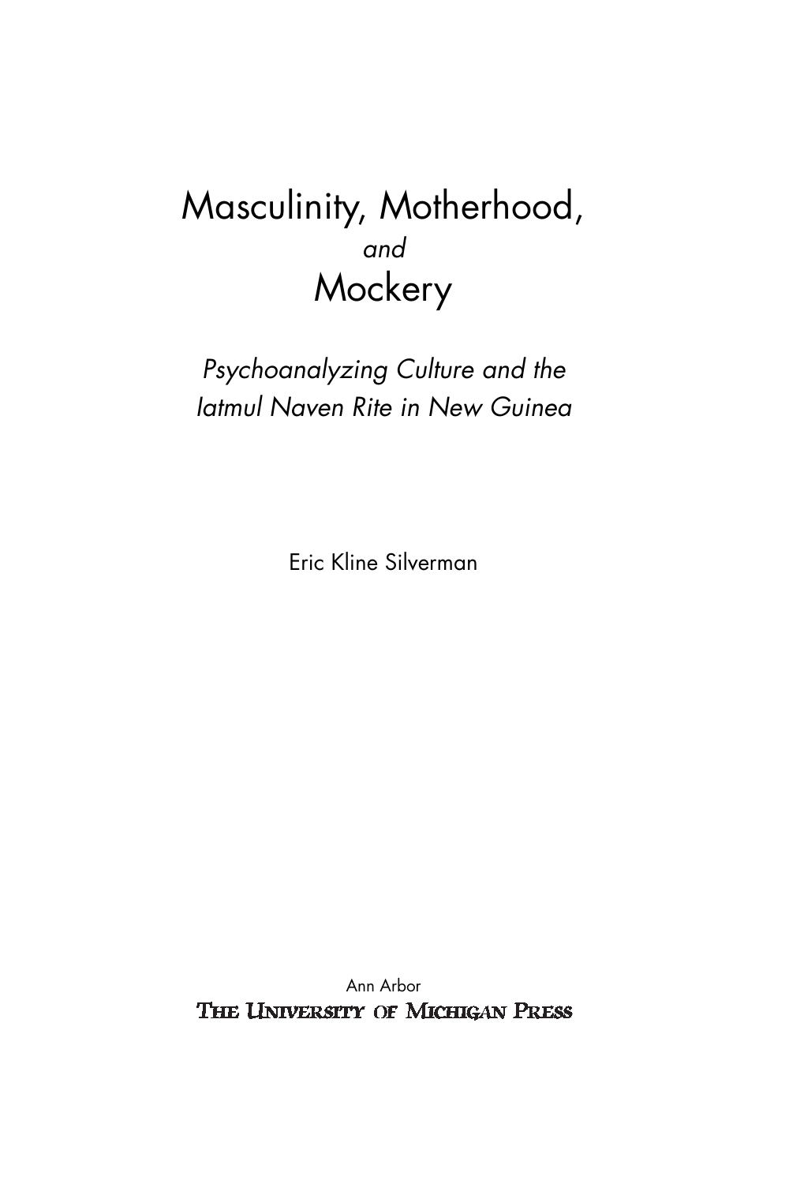# Masculinity, Motherhood, *and* Mockery

*Psychoanalyzing Culture and the Iatmul Naven Rite in New Guinea*

Eric Kline Silverman

Ann Arbor

THE UNIVERSITY OF MICHIGAN PRESS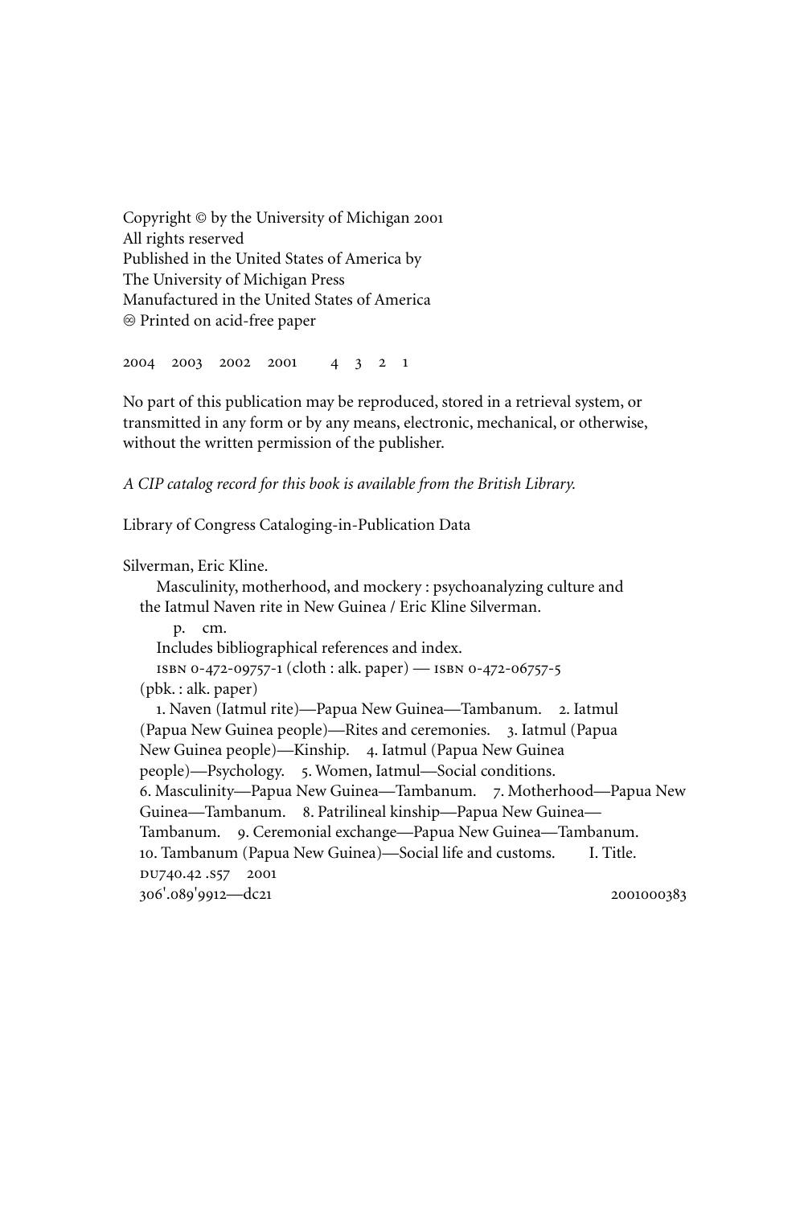Copyright © by the University of Michigan 2001
All rights reserved
Published in the United States of America by
The University of Michigan Press
Manufactured in the United States of America
♾ Printed on acid-free paper

2004 2003 2002 2001 4 3 2 1

No part of this publication may be reproduced, stored in a retrieval system, or transmitted in any form or by any means, electronic, mechanical, or otherwise, without the written permission of the publisher.

*A CIP catalog record for this book is available from the British Library.*

Library of Congress Cataloging-in-Publication Data

Silverman, Eric Kline.
Masculinity, motherhood, and mockery : psychoanalyzing culture and the Iatmul Naven rite in New Guinea / Eric Kline Silverman.
p. cm.
Includes bibliographical references and index.
ISBN 0-472-09757-1 (cloth : alk. paper) — ISBN 0-472-06757-5 (pbk. : alk. paper)
1. Naven (Iatmul rite)—Papua New Guinea—Tambanum. 2. Iatmul (Papua New Guinea people)—Rites and ceremonies. 3. Iatmul (Papua New Guinea people)—Kinship. 4. Iatmul (Papua New Guinea people)—Psychology. 5. Women, Iatmul—Social conditions. 6. Masculinity—Papua New Guinea—Tambanum. 7. Motherhood—Papua New Guinea—Tambanum. 8. Patrilineal kinship—Papua New Guinea—Tambanum. 9. Ceremonial exchange—Papua New Guinea—Tambanum. 10. Tambanum (Papua New Guinea)—Social life and customs. I. Title.
DU740.42 .S57 2001
306'.089'9912—dc21 2001000383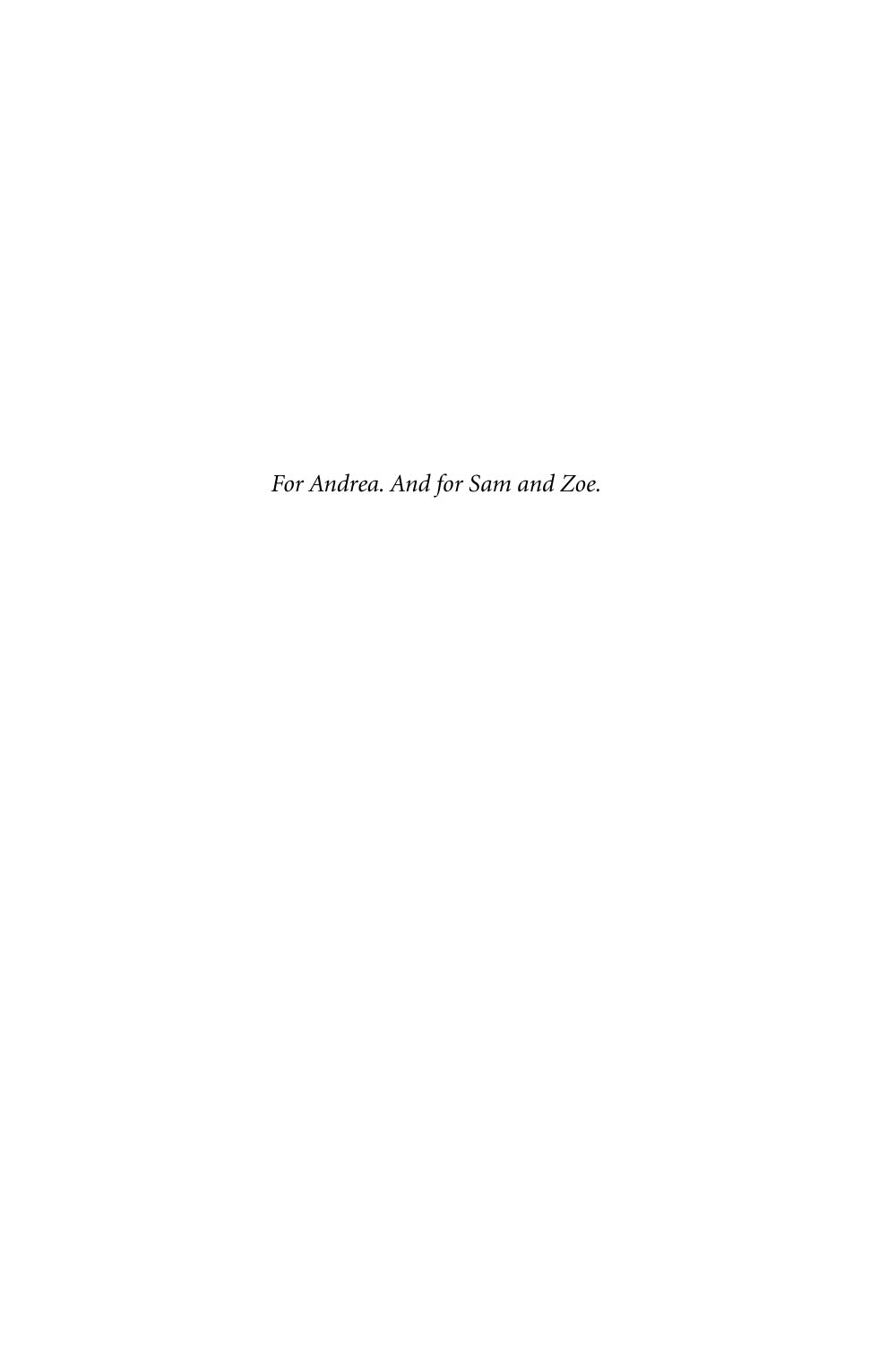*For Andrea. And for Sam and Zoe.*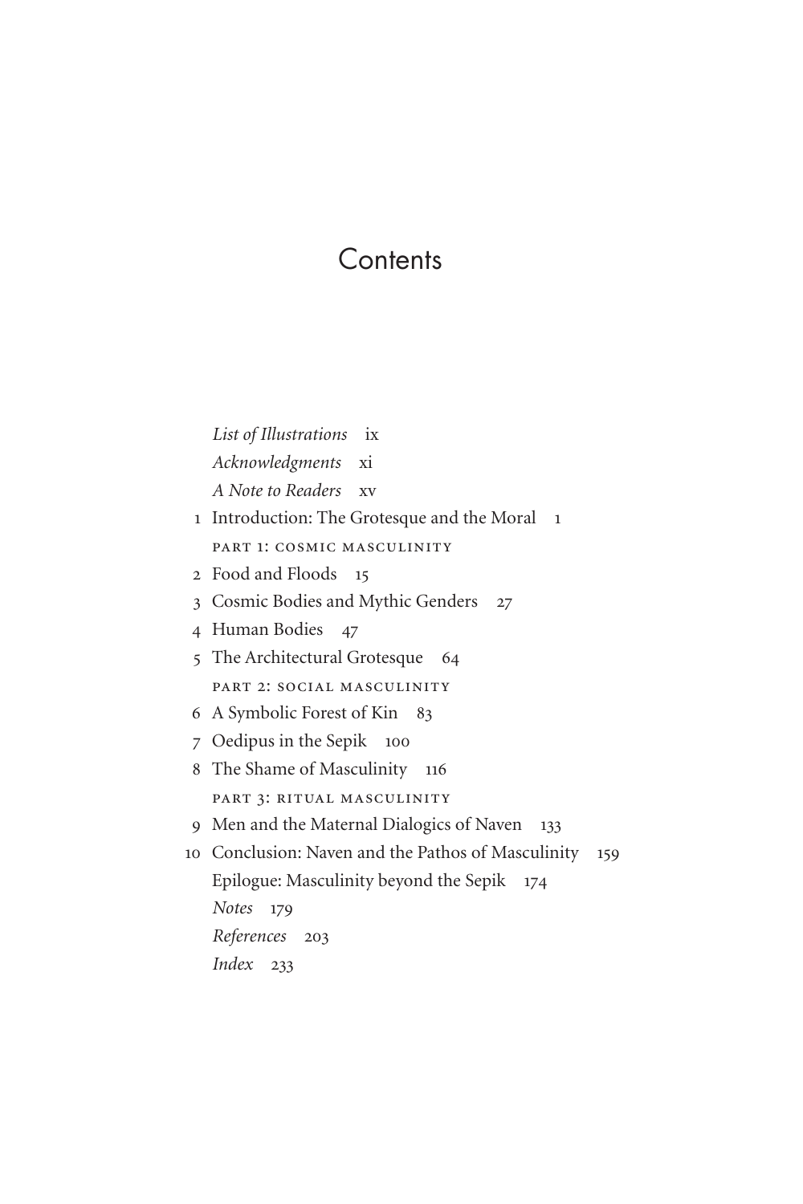# Contents

*List of Illustrations* ix

*Acknowledgments* xi

*A Note to Readers* xv

1 Introduction: The Grotesque and the Moral 1

PART 1: COSMIC MASCULINITY

2 Food and Floods 15

3 Cosmic Bodies and Mythic Genders 27

4 Human Bodies 47

5 The Architectural Grotesque 64

PART 2: SOCIAL MASCULINITY

6 A Symbolic Forest of Kin 83

7 Oedipus in the Sepik 100

8 The Shame of Masculinity 116

PART 3: RITUAL MASCULINITY

9 Men and the Maternal Dialogics of Naven 133

10 Conclusion: Naven and the Pathos of Masculinity 159

Epilogue: Masculinity beyond the Sepik 174

*Notes* 179

*References* 203

*Index* 233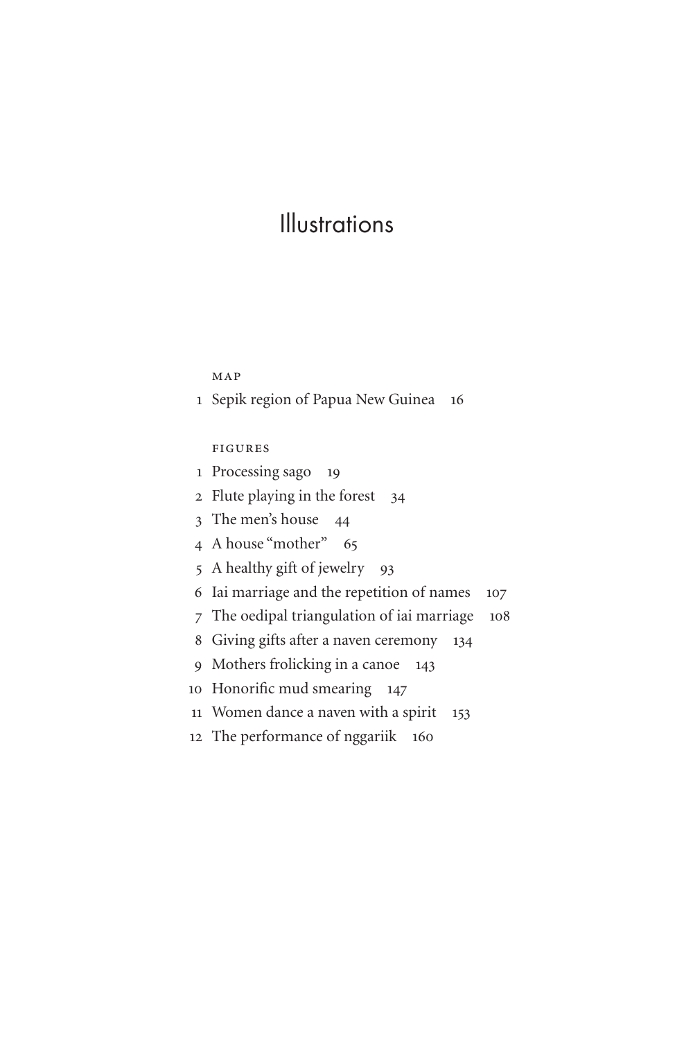# Illustrations

## MAP

1 Sepik region of Papua New Guinea 16

## FIGURES

1 Processing sago 19
2 Flute playing in the forest 34
3 The men's house 44
4 A house "mother" 65
5 A healthy gift of jewelry 93
6 Iai marriage and the repetition of names 107
7 The oedipal triangulation of iai marriage 108
8 Giving gifts after a naven ceremony 134
9 Mothers frolicking in a canoe 143
10 Honorific mud smearing 147
11 Women dance a naven with a spirit 153
12 The performance of nggariik 160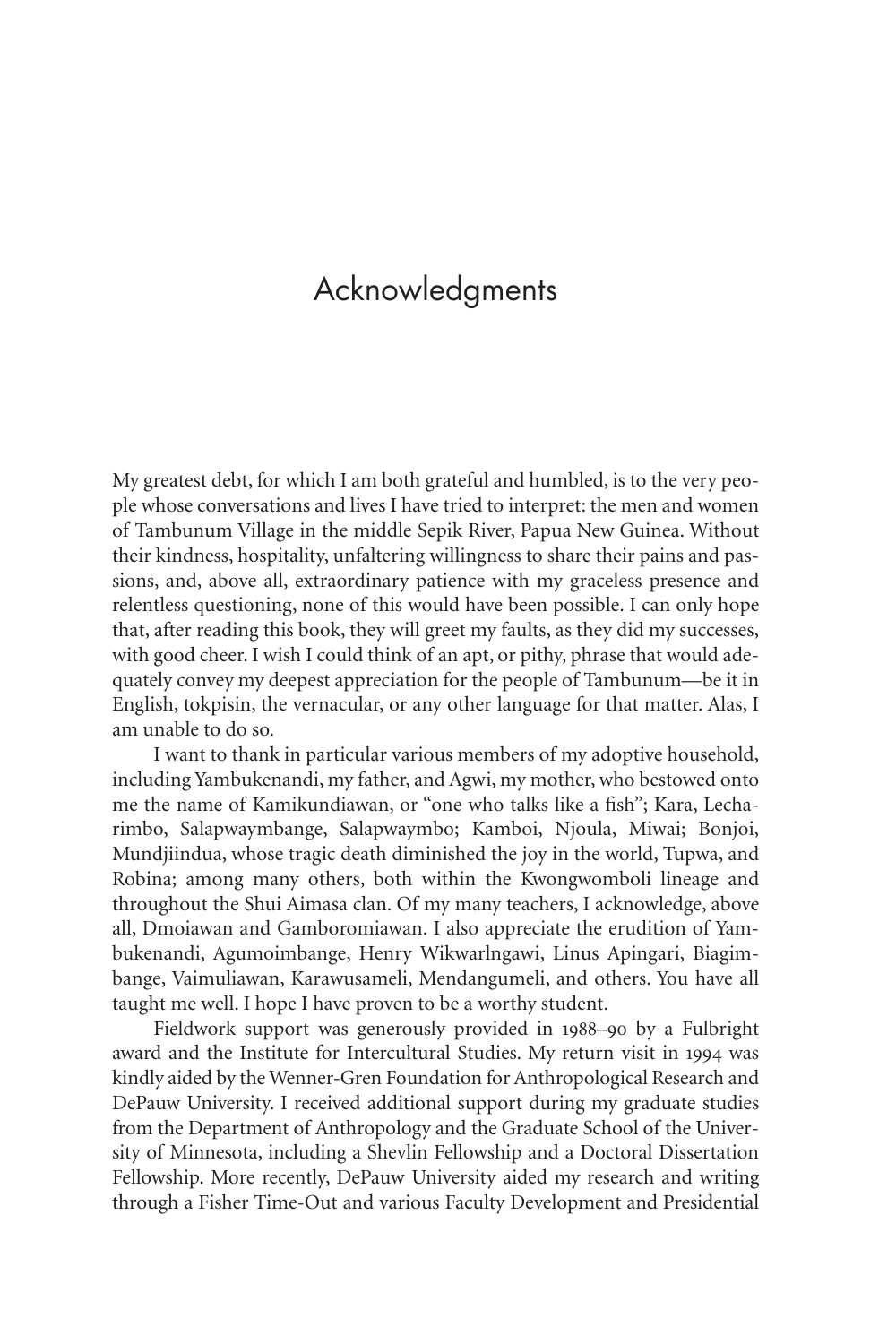# Acknowledgments

My greatest debt, for which I am both grateful and humbled, is to the very people whose conversations and lives I have tried to interpret: the men and women of Tambunum Village in the middle Sepik River, Papua New Guinea. Without their kindness, hospitality, unfaltering willingness to share their pains and passions, and, above all, extraordinary patience with my graceless presence and relentless questioning, none of this would have been possible. I can only hope that, after reading this book, they will greet my faults, as they did my successes, with good cheer. I wish I could think of an apt, or pithy, phrase that would adequately convey my deepest appreciation for the people of Tambunum—be it in English, tokpisin, the vernacular, or any other language for that matter. Alas, I am unable to do so.

I want to thank in particular various members of my adoptive household, including Yambukenandi, my father, and Agwi, my mother, who bestowed onto me the name of Kamikundiawan, or "one who talks like a fish"; Kara, Lecharimbo, Salapwaymbange, Salapwaymbo; Kamboi, Njoula, Miwai; Bonjoi, Mundjiindua, whose tragic death diminished the joy in the world, Tupwa, and Robina; among many others, both within the Kwongwomboli lineage and throughout the Shui Aimasa clan. Of my many teachers, I acknowledge, above all, Dmoiawan and Gamboromiawan. I also appreciate the erudition of Yambukenandi, Agumoimbange, Henry Wikwarlngawi, Linus Apingari, Biagimbange, Vaimuliawan, Karawusameli, Mendangumeli, and others. You have all taught me well. I hope I have proven to be a worthy student.

Fieldwork support was generously provided in 1988–90 by a Fulbright award and the Institute for Intercultural Studies. My return visit in 1994 was kindly aided by the Wenner-Gren Foundation for Anthropological Research and DePauw University. I received additional support during my graduate studies from the Department of Anthropology and the Graduate School of the University of Minnesota, including a Shevlin Fellowship and a Doctoral Dissertation Fellowship. More recently, DePauw University aided my research and writing through a Fisher Time-Out and various Faculty Development and Presidential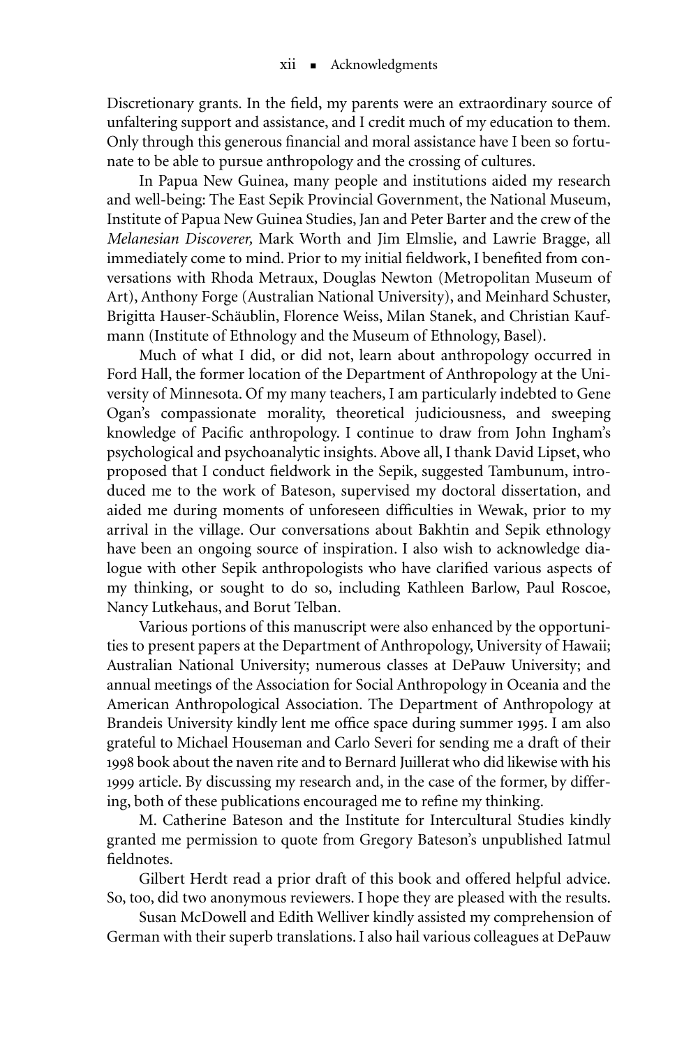Discretionary grants. In the field, my parents were an extraordinary source of unfaltering support and assistance, and I credit much of my education to them. Only through this generous financial and moral assistance have I been so fortunate to be able to pursue anthropology and the crossing of cultures.

In Papua New Guinea, many people and institutions aided my research and well-being: The East Sepik Provincial Government, the National Museum, Institute of Papua New Guinea Studies, Jan and Peter Barter and the crew of the *Melanesian Discoverer,* Mark Worth and Jim Elmslie, and Lawrie Bragge, all immediately come to mind. Prior to my initial fieldwork, I benefited from conversations with Rhoda Metraux, Douglas Newton (Metropolitan Museum of Art), Anthony Forge (Australian National University), and Meinhard Schuster, Brigitta Hauser-Schäublin, Florence Weiss, Milan Stanek, and Christian Kaufmann (Institute of Ethnology and the Museum of Ethnology, Basel).

Much of what I did, or did not, learn about anthropology occurred in Ford Hall, the former location of the Department of Anthropology at the University of Minnesota. Of my many teachers, I am particularly indebted to Gene Ogan's compassionate morality, theoretical judiciousness, and sweeping knowledge of Pacific anthropology. I continue to draw from John Ingham's psychological and psychoanalytic insights. Above all, I thank David Lipset, who proposed that I conduct fieldwork in the Sepik, suggested Tambunum, introduced me to the work of Bateson, supervised my doctoral dissertation, and aided me during moments of unforeseen difficulties in Wewak, prior to my arrival in the village. Our conversations about Bakhtin and Sepik ethnology have been an ongoing source of inspiration. I also wish to acknowledge dialogue with other Sepik anthropologists who have clarified various aspects of my thinking, or sought to do so, including Kathleen Barlow, Paul Roscoe, Nancy Lutkehaus, and Borut Telban.

Various portions of this manuscript were also enhanced by the opportunities to present papers at the Department of Anthropology, University of Hawaii; Australian National University; numerous classes at DePauw University; and annual meetings of the Association for Social Anthropology in Oceania and the American Anthropological Association. The Department of Anthropology at Brandeis University kindly lent me office space during summer 1995. I am also grateful to Michael Houseman and Carlo Severi for sending me a draft of their 1998 book about the naven rite and to Bernard Juillerat who did likewise with his 1999 article. By discussing my research and, in the case of the former, by differing, both of these publications encouraged me to refine my thinking.

M. Catherine Bateson and the Institute for Intercultural Studies kindly granted me permission to quote from Gregory Bateson's unpublished Iatmul fieldnotes.

Gilbert Herdt read a prior draft of this book and offered helpful advice. So, too, did two anonymous reviewers. I hope they are pleased with the results.

Susan McDowell and Edith Welliver kindly assisted my comprehension of German with their superb translations. I also hail various colleagues at DePauw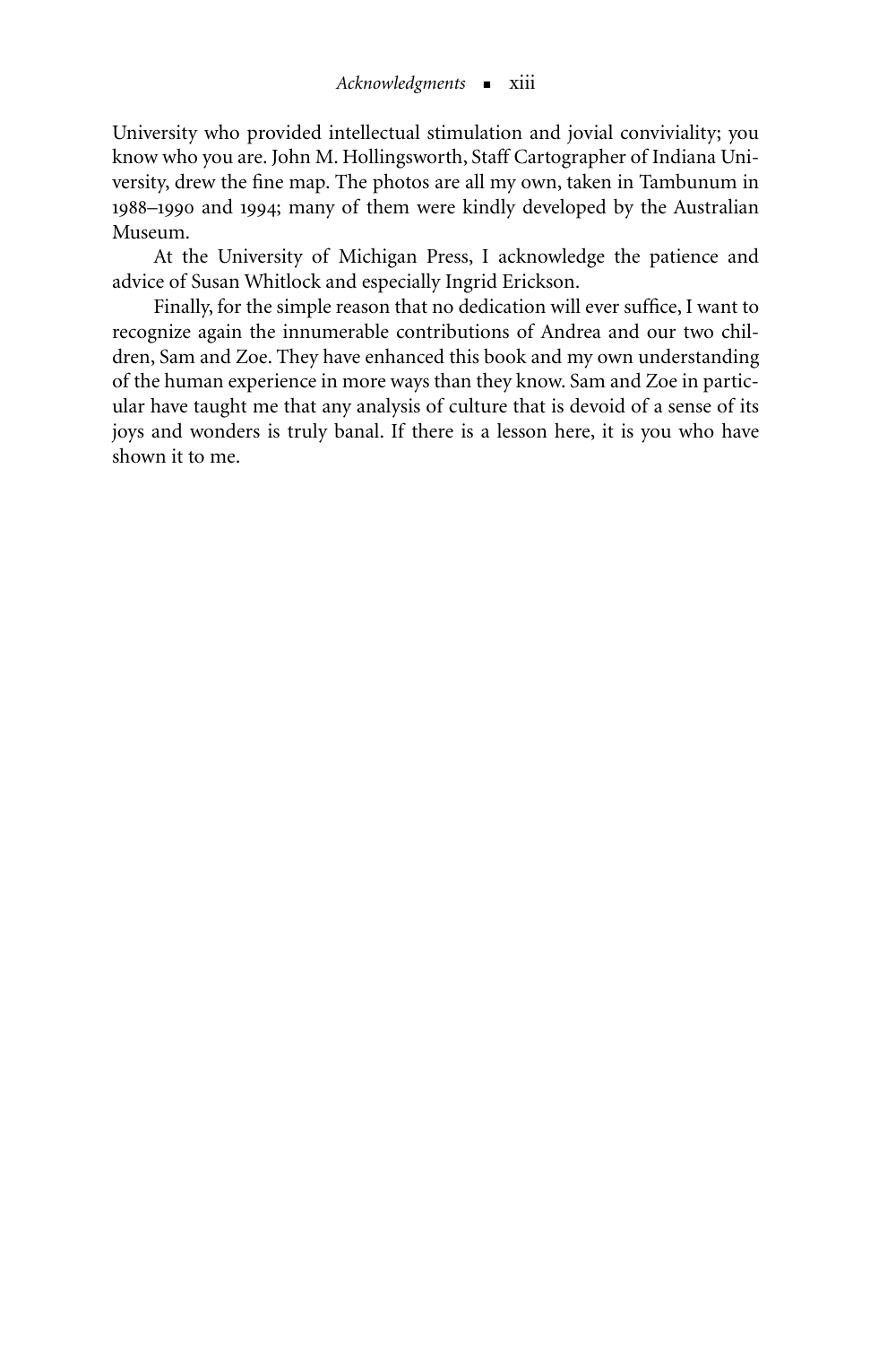University who provided intellectual stimulation and jovial conviviality; you know who you are. John M. Hollingsworth, Staff Cartographer of Indiana University, drew the fine map. The photos are all my own, taken in Tambunum in 1988–1990 and 1994; many of them were kindly developed by the Australian Museum.

At the University of Michigan Press, I acknowledge the patience and advice of Susan Whitlock and especially Ingrid Erickson.

Finally, for the simple reason that no dedication will ever suffice, I want to recognize again the innumerable contributions of Andrea and our two children, Sam and Zoe. They have enhanced this book and my own understanding of the human experience in more ways than they know. Sam and Zoe in particular have taught me that any analysis of culture that is devoid of a sense of its joys and wonders is truly banal. If there is a lesson here, it is you who have shown it to me.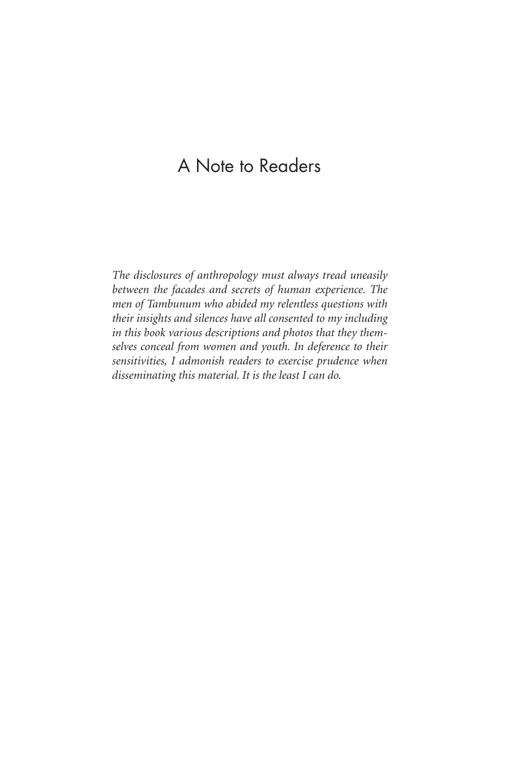# A Note to Readers

*The disclosures of anthropology must always tread uneasily between the facades and secrets of human experience. The men of Tambunum who abided my relentless questions with their insights and silences have all consented to my including in this book various descriptions and photos that they themselves conceal from women and youth. In deference to their sensitivities, I admonish readers to exercise prudence when disseminating this material. It is the least I can do.*